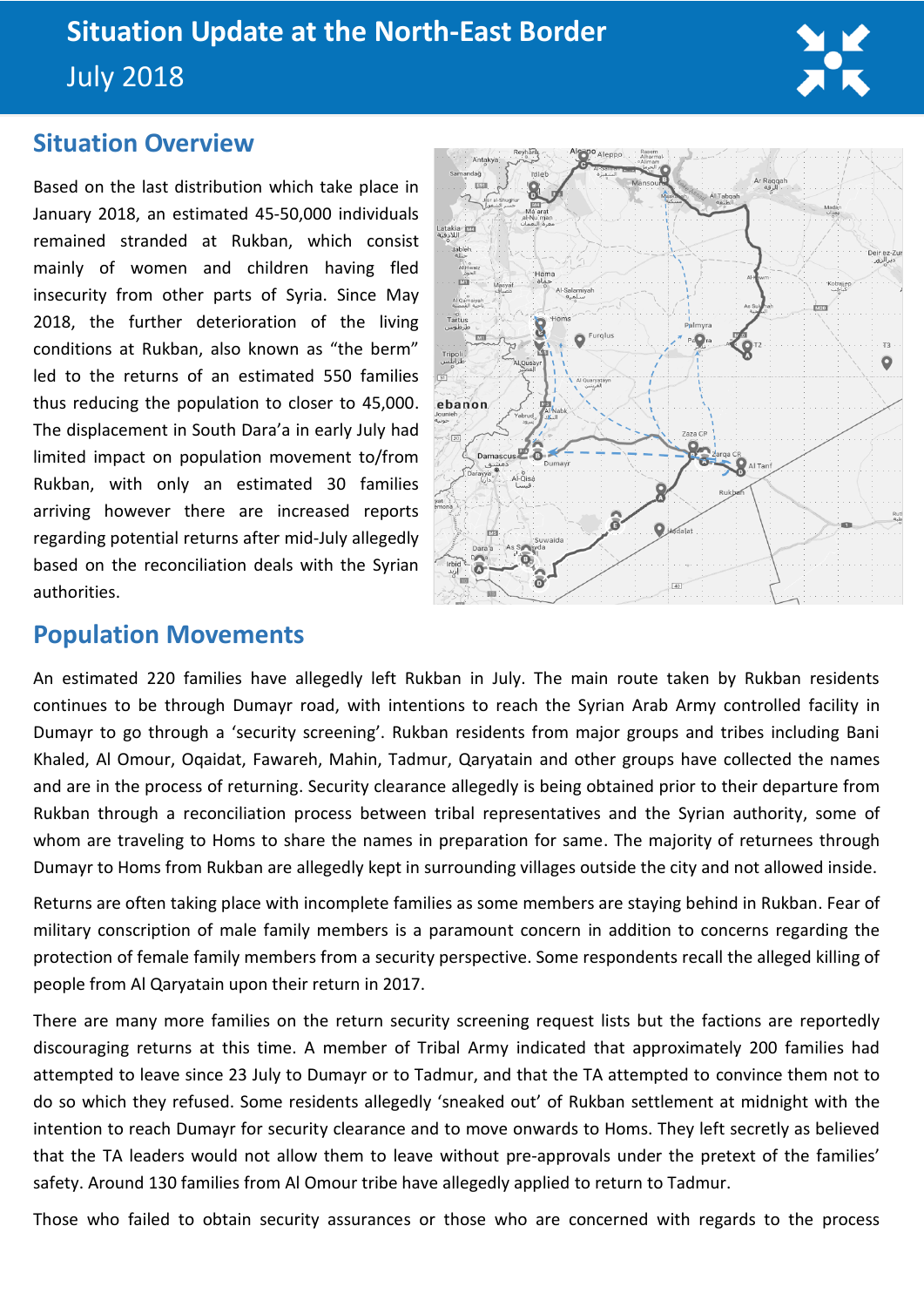# Situation Update at the North-East Border

July 2018

## Situation Overview

Based on the last distribution which take place in January 2018, an estimated 45-50,000 individuals remained stranded at Rukban, which consist mainly of women and children having fled insecurity from other parts of Syria. Since May 2018, the further deterioration of the living conditions at Rukban, also known as "the berm" led to the returns of an estimated 550 families thus reducing the population to closer to 45,000. The displacement in South Dara'a in early July had limited impact on population movement to/from Rukban, with only an estimated 30 families arriving however there are increased reports regarding potential returns after mid-July allegedly based on the reconciliation deals with the Syrian authorities.

## Population Movements

An estimated 220 families have allegedly left Rukban in July. The main route taken by Rukban residents continues to be through Dumayr road, with intentions to reach the Syrian Arab Army controlled facility in Dumayr to go through a 'security screening'. Rukban residents from major groups and tribes including Bani Khaled, Al Omour, Oqaidat, Fawareh, Mahin, Tadmur, Qaryatain and other groups have collected the names and are in the process of returning. Security clearance allegedly is being obtained prior to their departure from Rukban through a reconciliation process between tribal representatives and the Syrian authority, some of whom are traveling to Homs to share the names in preparation for same. The majority of returnees through Dumayr to Homs from Rukban are allegedly kept in surrounding villages outside the city and not allowed inside.

Returns are often taking place with incomplete families as some members are staying behind in Rukban. Fear of military conscription of male family members is a paramount concern in addition to concerns regarding the protection of female family members from a security perspective. Some respondents recall the alleged killing of people from Al Qaryatain upon their return in 2017.

There are many more families on the return security screening request lists but the factions are reportedly discouraging returns at this time. A member of Tribal Army indicated that approximately 200 families had attempted to leave since 23 July to Dumayr or to Tadmur, and that the TA attempted to convince them not to do so which they refused. Some residents allegedly 'sneaked out' of Rukban settlement at midnight with the intention to reach Dumayr for security clearance and to move onwards to Homs. They left secretly as believed that the TA leaders would not allow them to leave without pre-approvals under the pretext of the families' safety. Around 130 families from Al Omour tribe have allegedly applied to return to Tadmur.

Those who failed to obtain security assurances or those who are concerned with regards to the process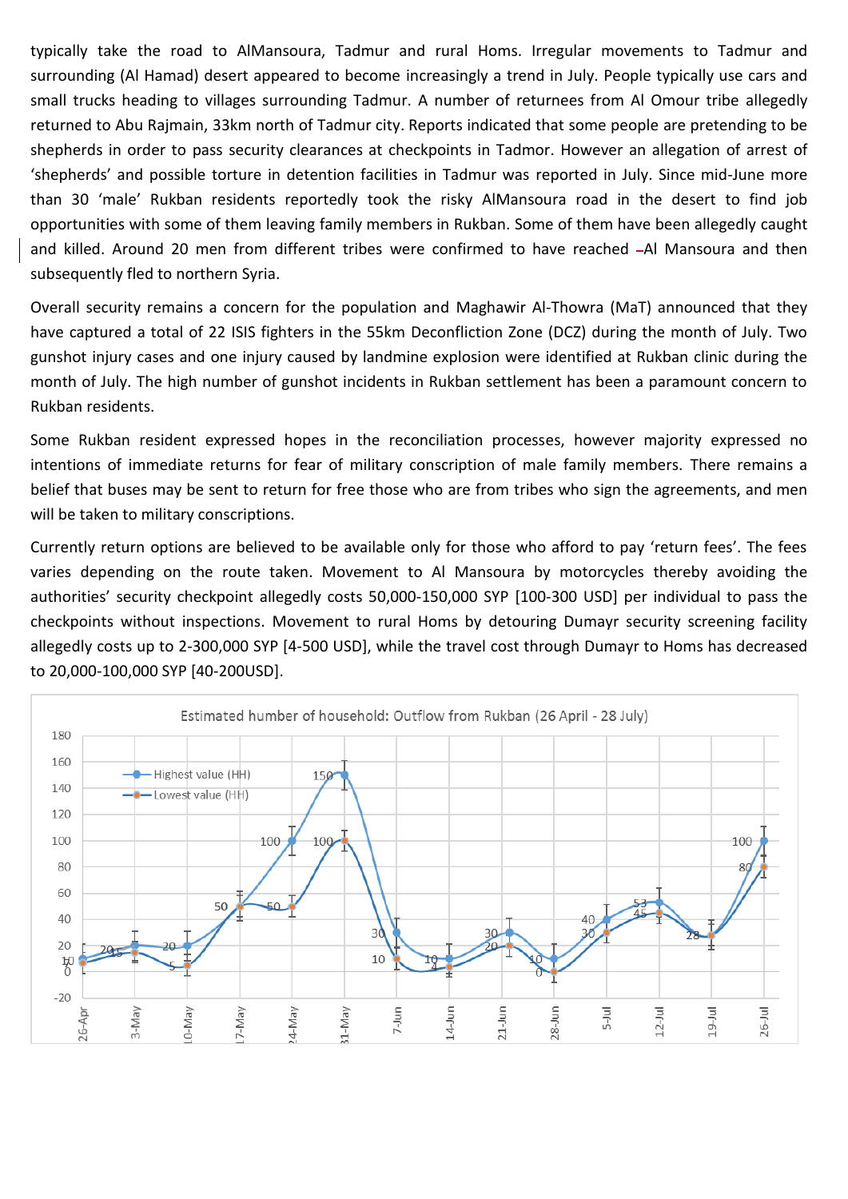typically take the road to AlMansoura, Tadmur and rural Homs. Irregular movements to Tadmur and surrounding (Al Hamad) desert appeared to become increasingly a trend in July. People typically use cars and small trucks heading to villages surrounding Tadmur. A number of returnees from Al Omour tribe allegedly returned to Abu Rajmain, 33km north of Tadmur city. Reports indicated that some people are pretending to be shepherds in order to pass security clearances at checkpoints in Tadmor. However an allegation of arrest of 'shepherds' and possible torture in detention facilities in Tadmur was reported in July. Since mid-June more than 30 'male' Rukban residents reportedly took the risky AlMansoura road in the desert to find job opportunities with some of them leaving family members in Rukban. Some of them have been allegedly caught and killed. Around 20 men from different tribes were confirmed to have reached -Al Mansoura and then subsequently fled to northern Syria.

Overall security remains a concern for the population and Maghawir Al-Thowra (MaT) announced that they have captured a total of 22 ISIS fighters in the 55km Deconfliction Zone (DCZ) during the month of July. Two gunshot injury cases and one injury caused by landmine explosion were identified at Rukban clinic during the month of July. The high number of gunshot incidents in Rukban settlement has been a paramount concern to Rukban residents.

Some Rukban resident expressed hopes in the reconciliation processes, however majority expressed no intentions of immediate returns for fear of military conscription of male family members. There remains a belief that buses may be sent to return for free those who are from tribes who sign the agreements, and men will be taken to military conscriptions.

Currently return options are believed to be available only for those who afford to pay 'return fees'. The fees varies depending on the route taken. Movement to Al Mansoura by motorcycles thereby avoiding the authorities' security checkpoint allegedly costs 50,000-150,000 SYP [100-300 USD] per individual to pass the checkpoints without inspections. Movement to rural Homs by detouring Dumayr security screening facility allegedly costs up to 2-300,000 SYP [4-500 USD], while the travel cost through Dumayr to Homs has decreased to 20,000-100,000 SYP [40-200USD].

Estimated humber of household: Outflow from Rukban (26 April - 28 July)

Highest value (HH)
Lowest value (HH)

180
160
140
120
100
80
60
40
20
0
-20

26-Apr
3-May
10-May
17-May
24-May
31-May
7-Jun
14-Jun
21-Jun
28-Jun
5-Jul
12-Jul
19-Jul
26-Jul

10 20 15 20 5 50 50 100 50 150 100 30 10 10 4 30 20 10 0 40 30 53 45 28 100 80